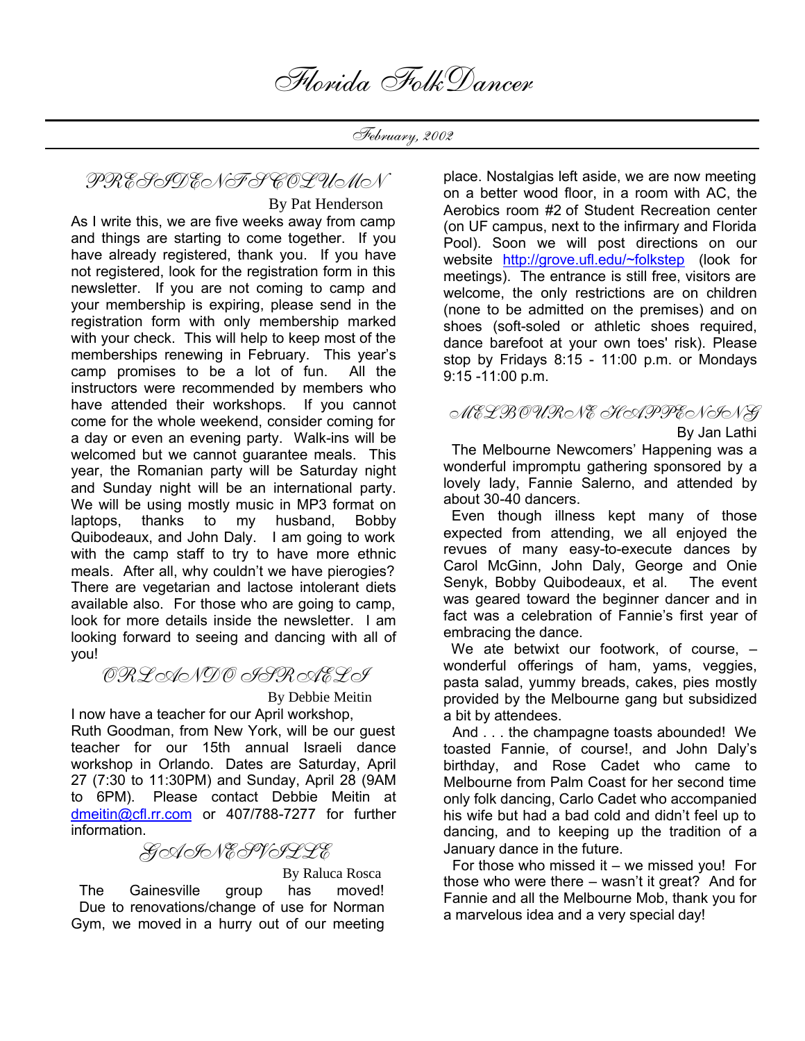# Florida FolkDancer

*February, 2002*

## PRESIDENT'S COLUMN

By Pat Henderson

As I write this, we are five weeks away from camp and things are starting to come together. If you have already registered, thank you. If you have not registered, look for the registration form in this newsletter. If you are not coming to camp and your membership is expiring, please send in the registration form with only membership marked with your check. This will help to keep most of the memberships renewing in February. This year's camp promises to be a lot of fun. All the instructors were recommended by members who have attended their workshops. If you cannot come for the whole weekend, consider coming for a day or even an evening party. Walk-ins will be welcomed but we cannot guarantee meals. This year, the Romanian party will be Saturday night and Sunday night will be an international party. We will be using mostly music in MP3 format on laptops, thanks to my husband, Bobby Quibodeaux, and John Daly. I am going to work with the camp staff to try to have more ethnic meals. After all, why couldn't we have pierogies? There are vegetarian and lactose intolerant diets available also. For those who are going to camp, look for more details inside the newsletter. I am looking forward to seeing and dancing with all of you!

## ORLANDO ISRAELI

By Debbie Meitin

I now have a teacher for our April workshop, Ruth Goodman, from New York, will be our guest teacher for our 15th annual Israeli dance workshop in Orlando. Dates are Saturday, April 27 (7:30 to 11:30PM) and Sunday, April 28 (9AM to 6PM). Please contact Debbie Meitin at dmeitin@cfl.rr.com or 407/788-7277 for further information.

## GAINESVILLE

By Raluca Rosca

The Gainesville group has moved! Due to renovations/change of use for Norman Gym, we moved in a hurry out of our meeting place. Nostalgias left aside, we are now meeting on a better wood floor, in a room with AC, the Aerobics room #2 of Student Recreation center (on UF campus, next to the infirmary and Florida Pool). Soon we will post directions on our website http://grove.ufl.edu/~folkstep (look for meetings). The entrance is still free, visitors are welcome, the only restrictions are on children (none to be admitted on the premises) and on shoes (soft-soled or athletic shoes required, dance barefoot at your own toes' risk). Please stop by Fridays 8:15 - 11:00 p.m. or Mondays 9:15 -11:00 p.m.

## MELBOURNE HAPPENING

By Jan Lathi

The Melbourne Newcomers' Happening was a wonderful impromptu gathering sponsored by a lovely lady, Fannie Salerno, and attended by about 30-40 dancers.

Even though illness kept many of those expected from attending, we all enjoyed the revues of many easy-to-execute dances by Carol McGinn, John Daly, George and Onie Senyk, Bobby Quibodeaux, et al. The event was geared toward the beginner dancer and in fact was a celebration of Fannie's first year of embracing the dance.

We ate betwixt our footwork, of course, – wonderful offerings of ham, yams, veggies, pasta salad, yummy breads, cakes, pies mostly provided by the Melbourne gang but subsidized a bit by attendees.

And . . . the champagne toasts abounded! We toasted Fannie, of course!, and John Daly's birthday, and Rose Cadet who came to Melbourne from Palm Coast for her second time only folk dancing, Carlo Cadet who accompanied his wife but had a bad cold and didn't feel up to dancing, and to keeping up the tradition of a January dance in the future.

For those who missed it – we missed you! For those who were there – wasn't it great? And for Fannie and all the Melbourne Mob, thank you for a marvelous idea and a very special day!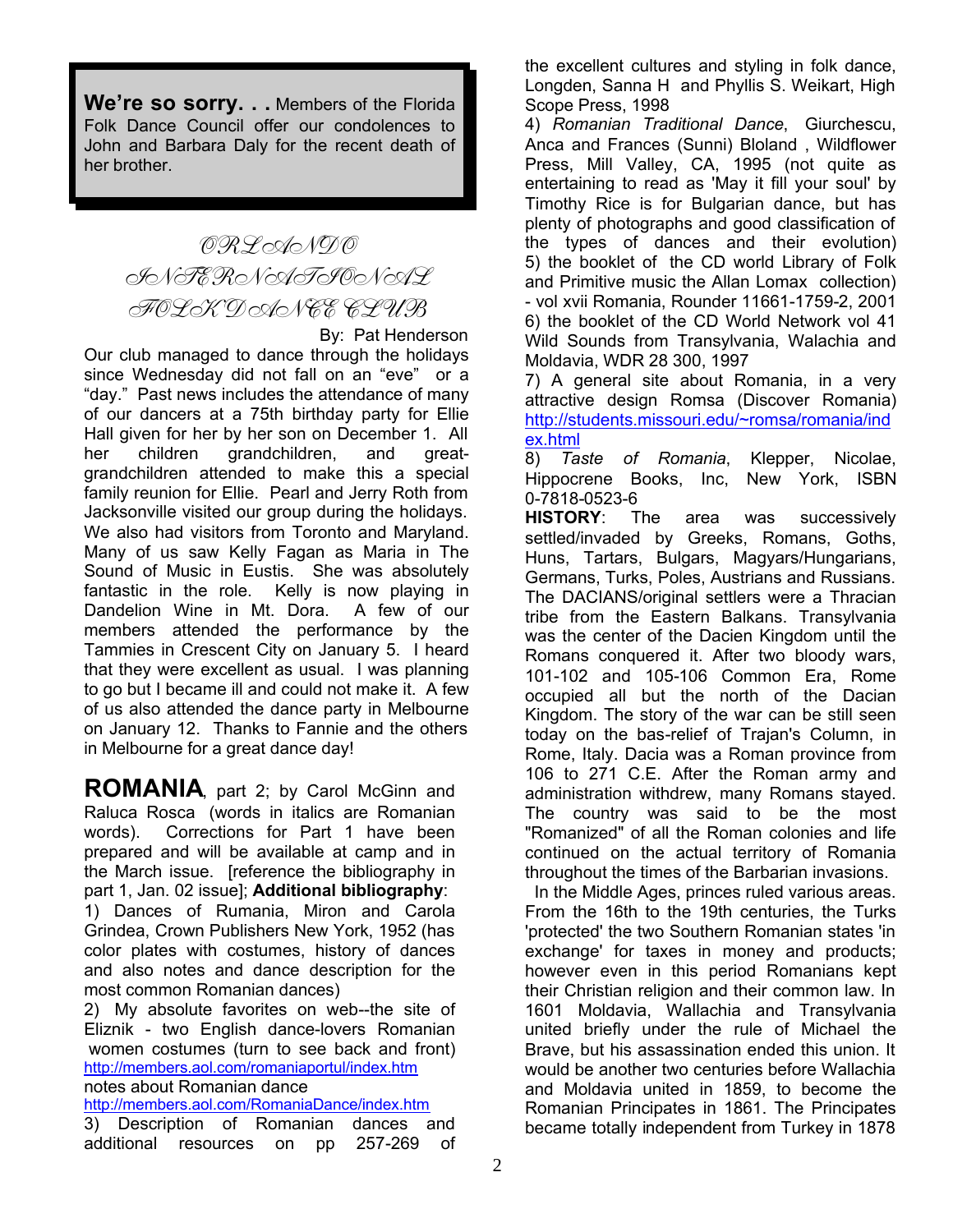**We're so sorry. . .** Members of the Florida Folk Dance Council offer our condolences to John and Barbara Daly for the recent death of her brother.

## ORLANDO INTERNATIONAL FOLK DANCE CLUB

By: Pat Henderson

Our club managed to dance through the holidays since Wednesday did not fall on an "eve" or a "day." Past news includes the attendance of many of our dancers at a 75th birthday party for Ellie Hall given for her by her son on December 1. All her children grandchildren, and great-grandchildren attended to make this a special family reunion for Ellie. Pearl and Jerry Roth from Jacksonville visited our group during the holidays. We also had visitors from Toronto and Maryland. Many of us saw Kelly Fagan as Maria in The Sound of Music in Eustis. She was absolutely fantastic in the role. Kelly is now playing in Dandelion Wine in Mt. Dora. A few of our members attended the performance by the Tammies in Crescent City on January 5. I heard that they were excellent as usual. I was planning to go but I became ill and could not make it. A few of us also attended the dance party in Melbourne on January 12. Thanks to Fannie and the others in Melbourne for a great dance day!

**ROMANIA**, part 2; by Carol McGinn and Raluca Rosca (words in italics are Romanian words). Corrections for Part 1 have been prepared and will be available at camp and in the March issue. [reference the bibliography in part 1, Jan. 02 issue]; **Additional bibliography**:

1) Dances of Rumania, Miron and Carola Grindea, Crown Publishers New York, 1952 (has color plates with costumes, history of dances and also notes and dance description for the most common Romanian dances)

2) My absolute favorites on web--the site of Eliznik - two English dance-lovers Romanian women costumes (turn to see back and front) http://members.aol.com/romaniaportul/index.htm notes about Romanian dance http://members.aol.com/RomaniaDance/index.htm

3) Description of Romanian dances and additional resources on pp 257-269 of the excellent cultures and styling in folk dance, Longden, Sanna H and Phyllis S. Weikart, High Scope Press, 1998

4) *Romanian Traditional Dance*, Giurchescu, Anca and Frances (Sunni) Bloland , Wildflower Press, Mill Valley, CA, 1995 (not quite as entertaining to read as 'May it fill your soul' by Timothy Rice is for Bulgarian dance, but has plenty of photographs and good classification of the types of dances and their evolution)

5) the booklet of the CD world Library of Folk and Primitive music the Allan Lomax collection) - vol xvii Romania, Rounder 11661-1759-2, 2001

6) the booklet of the CD World Network vol 41 Wild Sounds from Transylvania, Walachia and Moldavia, WDR 28 300, 1997

7) A general site about Romania, in a very attractive design Romsa (Discover Romania) http://students.missouri.edu/~romsa/romania/index.html

8) *Taste of Romania*, Klepper, Nicolae, Hippocrene Books, Inc, New York, ISBN 0-7818-0523-6

**HISTORY**: The area was successively settled/invaded by Greeks, Romans, Goths, Huns, Tartars, Bulgars, Magyars/Hungarians, Germans, Turks, Poles, Austrians and Russians. The DACIANS/original settlers were a Thracian tribe from the Eastern Balkans. Transylvania was the center of the Dacien Kingdom until the Romans conquered it. After two bloody wars, 101-102 and 105-106 Common Era, Rome occupied all but the north of the Dacian Kingdom. The story of the war can be still seen today on the bas-relief of Trajan's Column, in Rome, Italy. Dacia was a Roman province from 106 to 271 C.E. After the Roman army and administration withdrew, many Romans stayed. The country was said to be the most "Romanized" of all the Roman colonies and life continued on the actual territory of Romania throughout the times of the Barbarian invasions.

In the Middle Ages, princes ruled various areas. From the 16th to the 19th centuries, the Turks 'protected' the two Southern Romanian states 'in exchange' for taxes in money and products; however even in this period Romanians kept their Christian religion and their common law. In 1601 Moldavia, Wallachia and Transylvania united briefly under the rule of Michael the Brave, but his assassination ended this union. It would be another two centuries before Wallachia and Moldavia united in 1859, to become the Romanian Principates in 1861. The Principates became totally independent from Turkey in 1878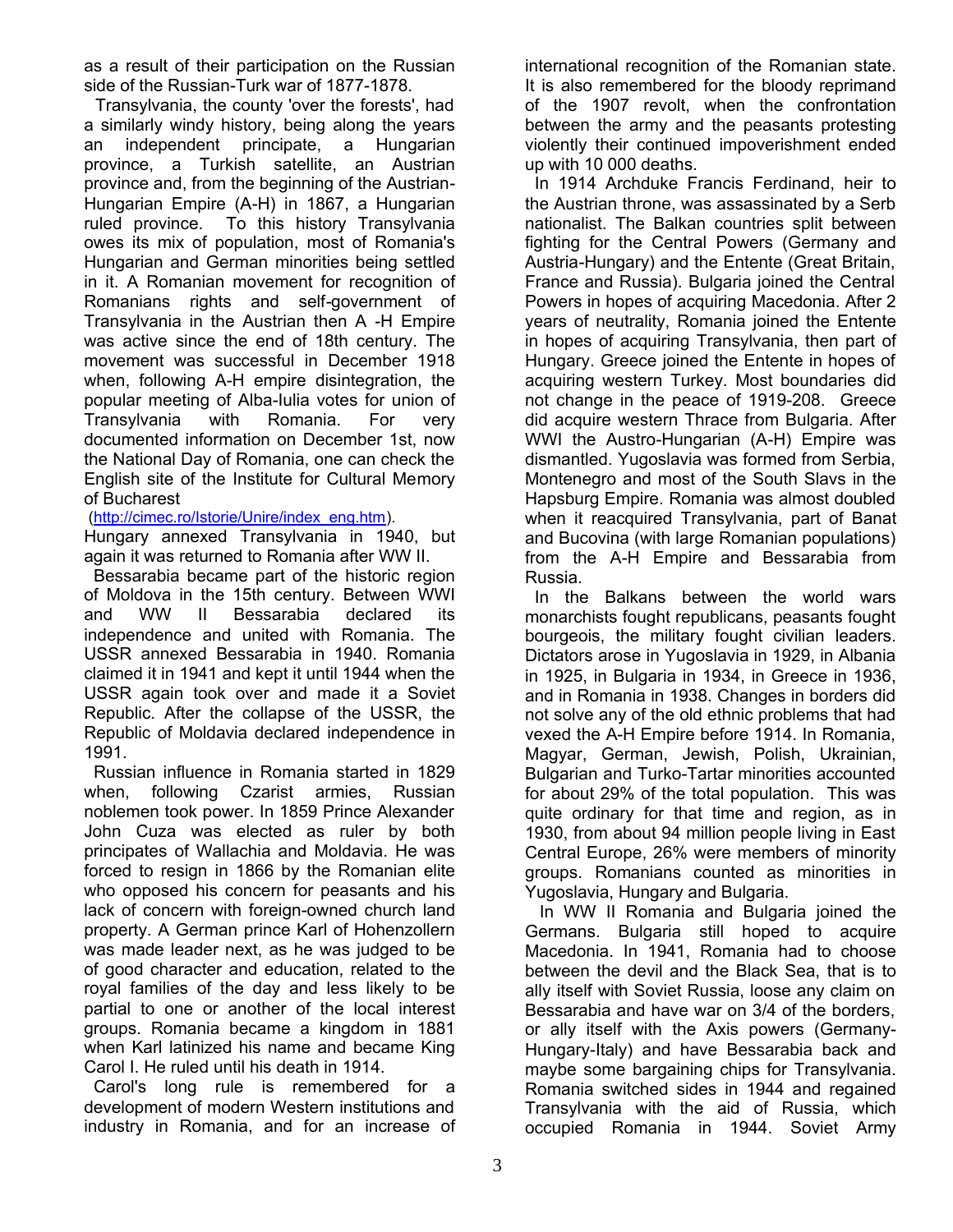as a result of their participation on the Russian side of the Russian-Turk war of 1877-1878.

Transylvania, the county 'over the forests', had a similarly windy history, being along the years an independent principate, a Hungarian province, a Turkish satellite, an Austrian province and, from the beginning of the Austrian-Hungarian Empire (A-H) in 1867, a Hungarian ruled province. To this history Transylvania owes its mix of population, most of Romania's Hungarian and German minorities being settled in it. A Romanian movement for recognition of Romanians rights and self-government of Transylvania in the Austrian then A -H Empire was active since the end of 18th century. The movement was successful in December 1918 when, following A-H empire disintegration, the popular meeting of Alba-Iulia votes for union of Transylvania with Romania. For very documented information on December 1st, now the National Day of Romania, one can check the English site of the Institute for Cultural Memory of Bucharest (http://cimec.ro/Istorie/Unire/index_eng.htm). Hungary annexed Transylvania in 1940, but again it was returned to Romania after WW II.

Bessarabia became part of the historic region of Moldova in the 15th century. Between WWI and WW II Bessarabia declared its independence and united with Romania. The USSR annexed Bessarabia in 1940. Romania claimed it in 1941 and kept it until 1944 when the USSR again took over and made it a Soviet Republic. After the collapse of the USSR, the Republic of Moldavia declared independence in 1991.

Russian influence in Romania started in 1829 when, following Czarist armies, Russian noblemen took power. In 1859 Prince Alexander John Cuza was elected as ruler by both principates of Wallachia and Moldavia. He was forced to resign in 1866 by the Romanian elite who opposed his concern for peasants and his lack of concern with foreign-owned church land property. A German prince Karl of Hohenzollern was made leader next, as he was judged to be of good character and education, related to the royal families of the day and less likely to be partial to one or another of the local interest groups. Romania became a kingdom in 1881 when Karl latinized his name and became King Carol I. He ruled until his death in 1914.

Carol's long rule is remembered for a development of modern Western institutions and industry in Romania, and for an increase of international recognition of the Romanian state. It is also remembered for the bloody reprimand of the 1907 revolt, when the confrontation between the army and the peasants protesting violently their continued impoverishment ended up with 10 000 deaths.

In 1914 Archduke Francis Ferdinand, heir to the Austrian throne, was assassinated by a Serb nationalist. The Balkan countries split between fighting for the Central Powers (Germany and Austria-Hungary) and the Entente (Great Britain, France and Russia). Bulgaria joined the Central Powers in hopes of acquiring Macedonia. After 2 years of neutrality, Romania joined the Entente in hopes of acquiring Transylvania, then part of Hungary. Greece joined the Entente in hopes of acquiring western Turkey. Most boundaries did not change in the peace of 1919-208. Greece did acquire western Thrace from Bulgaria. After WWI the Austro-Hungarian (A-H) Empire was dismantled. Yugoslavia was formed from Serbia, Montenegro and most of the South Slavs in the Hapsburg Empire. Romania was almost doubled when it reacquired Transylvania, part of Banat and Bucovina (with large Romanian populations) from the A-H Empire and Bessarabia from Russia.

In the Balkans between the world wars monarchists fought republicans, peasants fought bourgeois, the military fought civilian leaders. Dictators arose in Yugoslavia in 1929, in Albania in 1925, in Bulgaria in 1934, in Greece in 1936, and in Romania in 1938. Changes in borders did not solve any of the old ethnic problems that had vexed the A-H Empire before 1914. In Romania, Magyar, German, Jewish, Polish, Ukrainian, Bulgarian and Turko-Tartar minorities accounted for about 29% of the total population. This was quite ordinary for that time and region, as in 1930, from about 94 million people living in East Central Europe, 26% were members of minority groups. Romanians counted as minorities in Yugoslavia, Hungary and Bulgaria.

In WW II Romania and Bulgaria joined the Germans. Bulgaria still hoped to acquire Macedonia. In 1941, Romania had to choose between the devil and the Black Sea, that is to ally itself with Soviet Russia, loose any claim on Bessarabia and have war on 3/4 of the borders, or ally itself with the Axis powers (Germany-Hungary-Italy) and have Bessarabia back and maybe some bargaining chips for Transylvania. Romania switched sides in 1944 and regained Transylvania with the aid of Russia, which occupied Romania in 1944. Soviet Army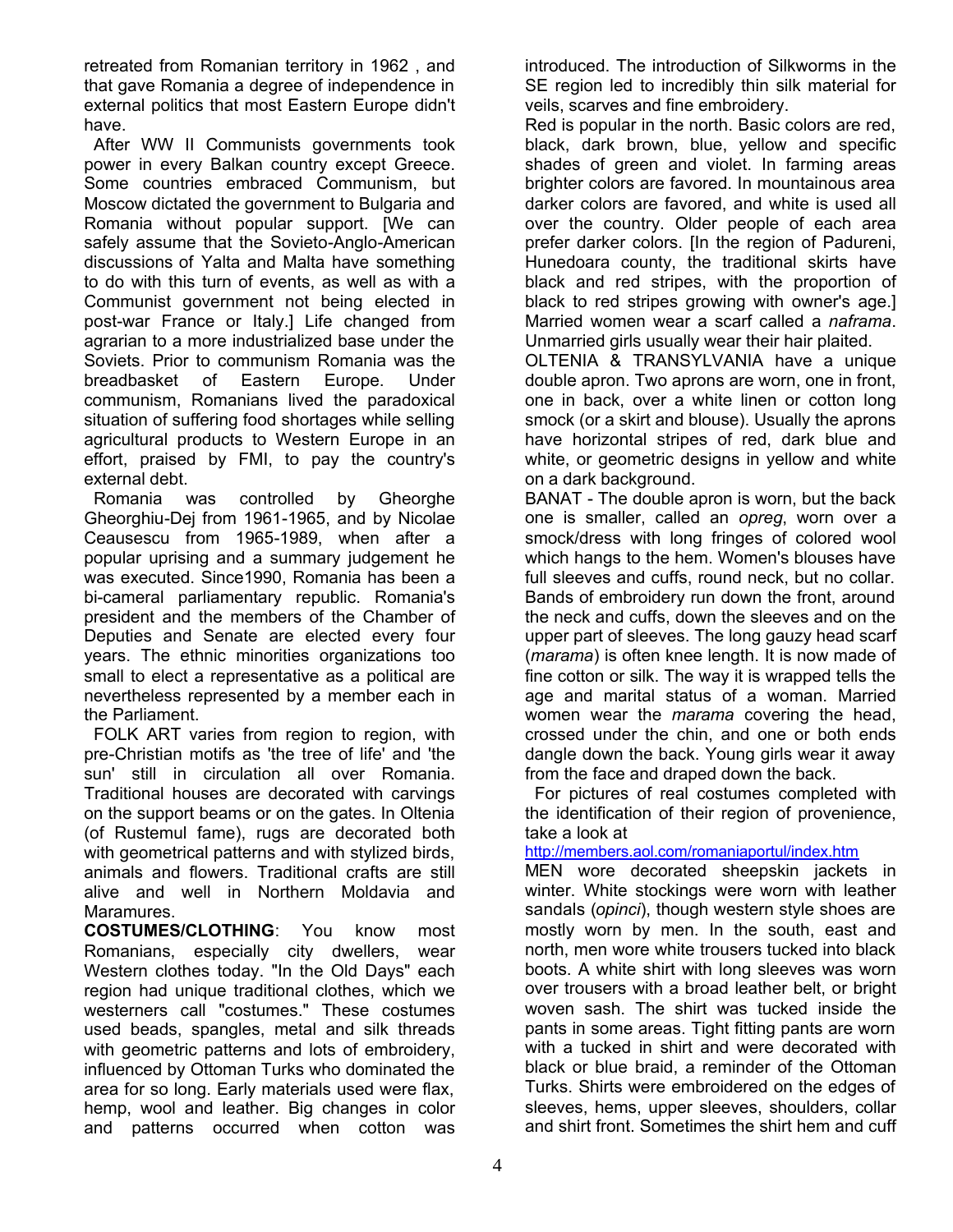retreated from Romanian territory in 1962 , and that gave Romania a degree of independence in external politics that most Eastern Europe didn't have.

After WW II Communists governments took power in every Balkan country except Greece. Some countries embraced Communism, but Moscow dictated the government to Bulgaria and Romania without popular support. [We can safely assume that the Sovieto-Anglo-American discussions of Yalta and Malta have something to do with this turn of events, as well as with a Communist government not being elected in post-war France or Italy.] Life changed from agrarian to a more industrialized base under the Soviets. Prior to communism Romania was the breadbasket of Eastern Europe. Under communism, Romanians lived the paradoxical situation of suffering food shortages while selling agricultural products to Western Europe in an effort, praised by FMI, to pay the country's external debt.

Romania was controlled by Gheorghe Gheorghiu-Dej from 1961-1965, and by Nicolae Ceausescu from 1965-1989, when after a popular uprising and a summary judgement he was executed. Since1990, Romania has been a bi-cameral parliamentary republic. Romania's president and the members of the Chamber of Deputies and Senate are elected every four years. The ethnic minorities organizations too small to elect a representative as a political are nevertheless represented by a member each in the Parliament.

FOLK ART varies from region to region, with pre-Christian motifs as 'the tree of life' and 'the sun' still in circulation all over Romania. Traditional houses are decorated with carvings on the support beams or on the gates. In Oltenia (of Rustemul fame), rugs are decorated both with geometrical patterns and with stylized birds, animals and flowers. Traditional crafts are still alive and well in Northern Moldavia and Maramures.

**COSTUMES/CLOTHING**: You know most Romanians, especially city dwellers, wear Western clothes today. "In the Old Days" each region had unique traditional clothes, which we westerners call "costumes." These costumes used beads, spangles, metal and silk threads with geometric patterns and lots of embroidery, influenced by Ottoman Turks who dominated the area for so long. Early materials used were flax, hemp, wool and leather. Big changes in color and patterns occurred when cotton was introduced. The introduction of Silkworms in the SE region led to incredibly thin silk material for veils, scarves and fine embroidery.

Red is popular in the north. Basic colors are red, black, dark brown, blue, yellow and specific shades of green and violet. In farming areas brighter colors are favored. In mountainous area darker colors are favored, and white is used all over the country. Older people of each area prefer darker colors. [In the region of Padureni, Hunedoara county, the traditional skirts have black and red stripes, with the proportion of black to red stripes growing with owner's age.] Married women wear a scarf called a *naframa*. Unmarried girls usually wear their hair plaited.

OLTENIA & TRANSYLVANIA have a unique double apron. Two aprons are worn, one in front, one in back, over a white linen or cotton long smock (or a skirt and blouse). Usually the aprons have horizontal stripes of red, dark blue and white, or geometric designs in yellow and white on a dark background.

BANAT - The double apron is worn, but the back one is smaller, called an *opreg*, worn over a smock/dress with long fringes of colored wool which hangs to the hem. Women's blouses have full sleeves and cuffs, round neck, but no collar. Bands of embroidery run down the front, around the neck and cuffs, down the sleeves and on the upper part of sleeves. The long gauzy head scarf (*marama*) is often knee length. It is now made of fine cotton or silk. The way it is wrapped tells the age and marital status of a woman. Married women wear the *marama* covering the head, crossed under the chin, and one or both ends dangle down the back. Young girls wear it away from the face and draped down the back.

For pictures of real costumes completed with the identification of their region of provenience, take a look at
http://members.aol.com/romaniaportul/index.htm

MEN wore decorated sheepskin jackets in winter. White stockings were worn with leather sandals (*opinci*), though western style shoes are mostly worn by men. In the south, east and north, men wore white trousers tucked into black boots. A white shirt with long sleeves was worn over trousers with a broad leather belt, or bright woven sash. The shirt was tucked inside the pants in some areas. Tight fitting pants are worn with a tucked in shirt and were decorated with black or blue braid, a reminder of the Ottoman Turks. Shirts were embroidered on the edges of sleeves, hems, upper sleeves, shoulders, collar and shirt front. Sometimes the shirt hem and cuff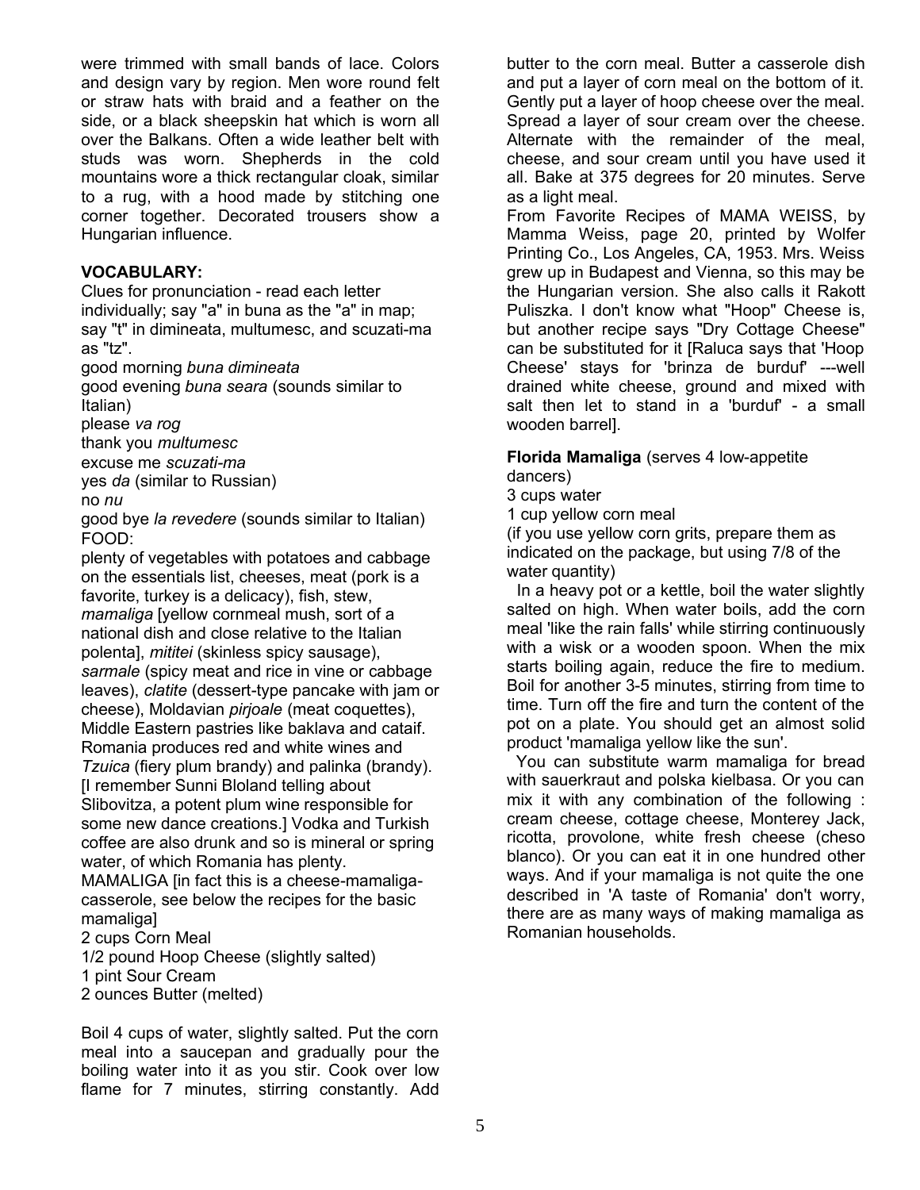were trimmed with small bands of lace. Colors and design vary by region. Men wore round felt or straw hats with braid and a feather on the side, or a black sheepskin hat which is worn all over the Balkans. Often a wide leather belt with studs was worn. Shepherds in the cold mountains wore a thick rectangular cloak, similar to a rug, with a hood made by stitching one corner together. Decorated trousers show a Hungarian influence.

**VOCABULARY:**

Clues for pronunciation - read each letter individually; say "a" in buna as the "a" in map; say "t" in dimineata, multumesc, and scuzati-ma as "tz".

good morning *buna dimineata*
good evening *buna seara* (sounds similar to Italian)
please *va rog*
thank you *multumesc*
excuse me *scuzati-ma*
yes *da* (similar to Russian)
no *nu*
good bye *la revedere* (sounds similar to Italian)

FOOD:

plenty of vegetables with potatoes and cabbage on the essentials list, cheeses, meat (pork is a favorite, turkey is a delicacy), fish, stew, *mamaliga* [yellow cornmeal mush, sort of a national dish and close relative to the Italian polenta], *mititei* (skinless spicy sausage), *sarmale* (spicy meat and rice in vine or cabbage leaves), *clatite* (dessert-type pancake with jam or cheese), Moldavian *pirjoale* (meat coquettes), Middle Eastern pastries like baklava and cataif. Romania produces red and white wines and *Tzuica* (fiery plum brandy) and palinka (brandy). [I remember Sunni Bloland telling about Slibovitza, a potent plum wine responsible for some new dance creations.] Vodka and Turkish coffee are also drunk and so is mineral or spring water, of which Romania has plenty.

MAMALIGA [in fact this is a cheese-mamaliga-casserole, see below the recipes for the basic mamaliga]

2 cups Corn Meal
1/2 pound Hoop Cheese (slightly salted)
1 pint Sour Cream
2 ounces Butter (melted)

Boil 4 cups of water, slightly salted. Put the corn meal into a saucepan and gradually pour the boiling water into it as you stir. Cook over low flame for 7 minutes, stirring constantly. Add butter to the corn meal. Butter a casserole dish and put a layer of corn meal on the bottom of it. Gently put a layer of hoop cheese over the meal. Spread a layer of sour cream over the cheese. Alternate with the remainder of the meal, cheese, and sour cream until you have used it all. Bake at 375 degrees for 20 minutes. Serve as a light meal.

From Favorite Recipes of MAMA WEISS, by Mamma Weiss, page 20, printed by Wolfer Printing Co., Los Angeles, CA, 1953. Mrs. Weiss grew up in Budapest and Vienna, so this may be the Hungarian version. She also calls it Rakott Puliszka. I don't know what "Hoop" Cheese is, but another recipe says "Dry Cottage Cheese" can be substituted for it [Raluca says that 'Hoop Cheese' stays for 'brinza de burduf' ---well drained white cheese, ground and mixed with salt then let to stand in a 'burduf' - a small wooden barrel].

**Florida Mamaliga** (serves 4 low-appetite dancers)

3 cups water
1 cup yellow corn meal
(if you use yellow corn grits, prepare them as indicated on the package, but using 7/8 of the water quantity)

In a heavy pot or a kettle, boil the water slightly salted on high. When water boils, add the corn meal 'like the rain falls' while stirring continuously with a wisk or a wooden spoon. When the mix starts boiling again, reduce the fire to medium. Boil for another 3-5 minutes, stirring from time to time. Turn off the fire and turn the content of the pot on a plate. You should get an almost solid product 'mamaliga yellow like the sun'.

You can substitute warm mamaliga for bread with sauerkraut and polska kielbasa. Or you can mix it with any combination of the following : cream cheese, cottage cheese, Monterey Jack, ricotta, provolone, white fresh cheese (cheso blanco). Or you can eat it in one hundred other ways. And if your mamaliga is not quite the one described in 'A taste of Romania' don't worry, there are as many ways of making mamaliga as Romanian households.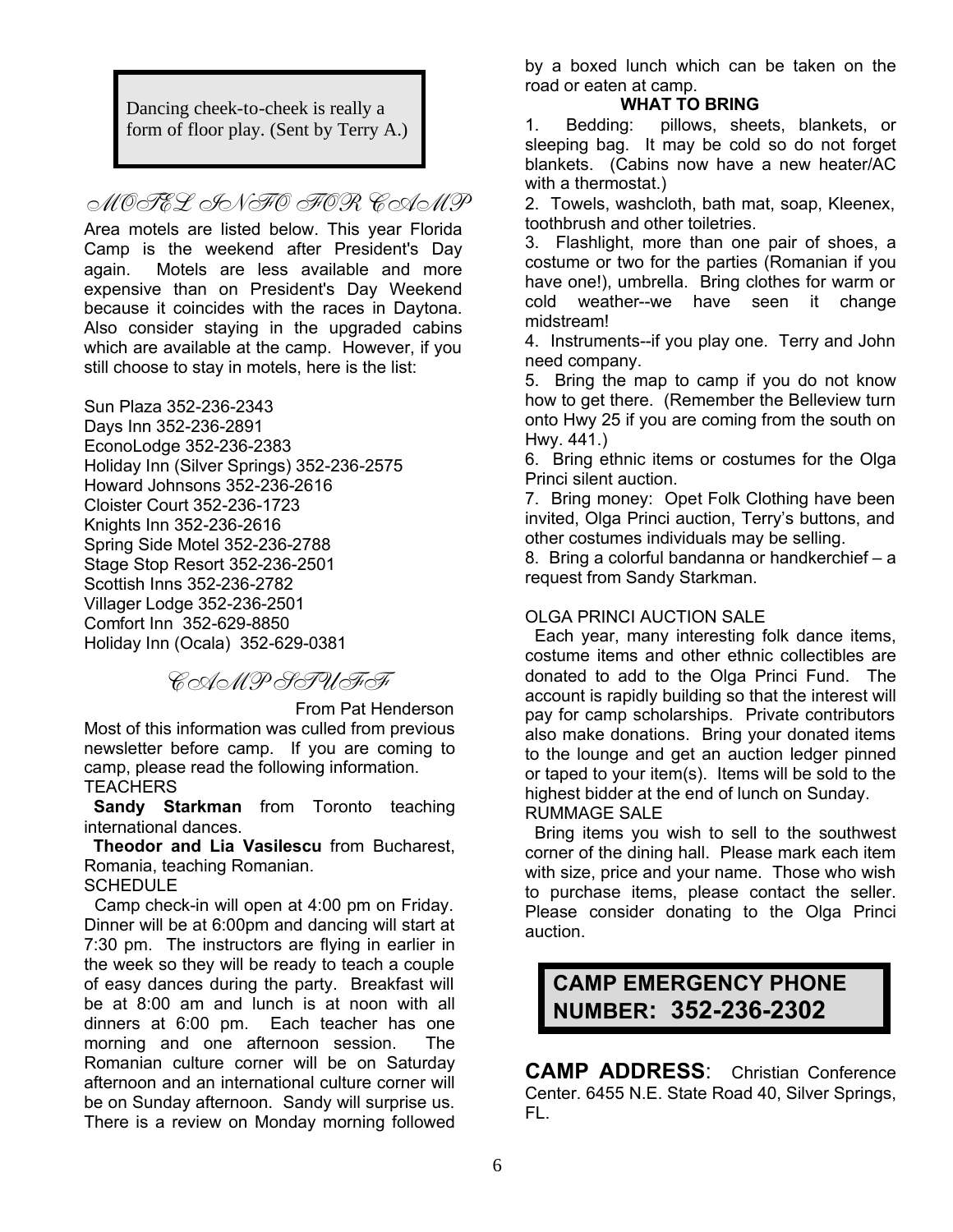Dancing cheek-to-cheek is really a form of floor play. (Sent by Terry A.)

## MOTEL INFO FOR CAMP

Area motels are listed below. This year Florida Camp is the weekend after President's Day again. Motels are less available and more expensive than on President's Day Weekend because it coincides with the races in Daytona. Also consider staying in the upgraded cabins which are available at the camp. However, if you still choose to stay in motels, here is the list:

Sun Plaza 352-236-2343
Days Inn 352-236-2891
EconoLodge 352-236-2383
Holiday Inn (Silver Springs) 352-236-2575
Howard Johnsons 352-236-2616
Cloister Court 352-236-1723
Knights Inn 352-236-2616
Spring Side Motel 352-236-2788
Stage Stop Resort 352-236-2501
Scottish Inns 352-236-2782
Villager Lodge 352-236-2501
Comfort Inn 352-629-8850
Holiday Inn (Ocala) 352-629-0381

## CAMP STUFF

From Pat Henderson

Most of this information was culled from previous newsletter before camp. If you are coming to camp, please read the following information.

TEACHERS

**Sandy Starkman** from Toronto teaching international dances.

**Theodor and Lia Vasilescu** from Bucharest, Romania, teaching Romanian.

SCHEDULE

Camp check-in will open at 4:00 pm on Friday. Dinner will be at 6:00pm and dancing will start at 7:30 pm. The instructors are flying in earlier in the week so they will be ready to teach a couple of easy dances during the party. Breakfast will be at 8:00 am and lunch is at noon with all dinners at 6:00 pm. Each teacher has one morning and one afternoon session. The Romanian culture corner will be on Saturday afternoon and an international culture corner will be on Sunday afternoon. Sandy will surprise us. There is a review on Monday morning followed by a boxed lunch which can be taken on the road or eaten at camp.

**WHAT TO BRING**

1. Bedding: pillows, sheets, blankets, or sleeping bag. It may be cold so do not forget blankets. (Cabins now have a new heater/AC with a thermostat.)
2. Towels, washcloth, bath mat, soap, Kleenex, toothbrush and other toiletries.
3. Flashlight, more than one pair of shoes, a costume or two for the parties (Romanian if you have one!), umbrella. Bring clothes for warm or cold weather--we have seen it change midstream!
4. Instruments--if you play one. Terry and John need company.
5. Bring the map to camp if you do not know how to get there. (Remember the Belleview turn onto Hwy 25 if you are coming from the south on Hwy. 441.)
6. Bring ethnic items or costumes for the Olga Princi silent auction.
7. Bring money: Opet Folk Clothing have been invited, Olga Princi auction, Terry's buttons, and other costumes individuals may be selling.
8. Bring a colorful bandanna or handkerchief – a request from Sandy Starkman.

OLGA PRINCI AUCTION SALE

Each year, many interesting folk dance items, costume items and other ethnic collectibles are donated to add to the Olga Princi Fund. The account is rapidly building so that the interest will pay for camp scholarships. Private contributors also make donations. Bring your donated items to the lounge and get an auction ledger pinned or taped to your item(s). Items will be sold to the highest bidder at the end of lunch on Sunday.

RUMMAGE SALE

Bring items you wish to sell to the southwest corner of the dining hall. Please mark each item with size, price and your name. Those who wish to purchase items, please contact the seller. Please consider donating to the Olga Princi auction.

**CAMP EMERGENCY PHONE NUMBER: 352-236-2302**

**CAMP ADDRESS**: Christian Conference Center. 6455 N.E. State Road 40, Silver Springs, FL.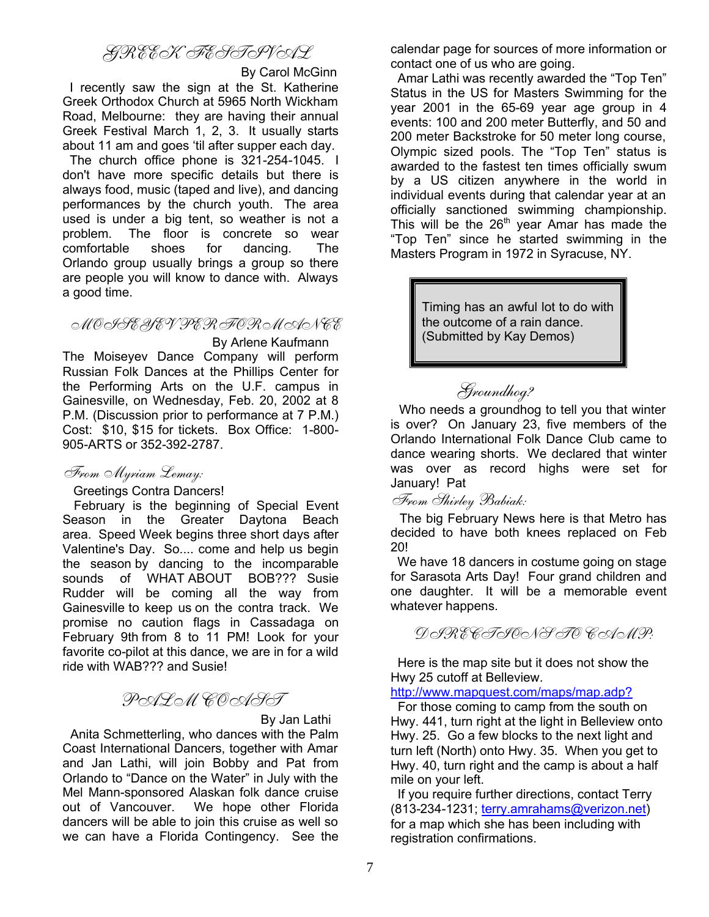## GREEK FESTIVAL

By Carol McGinn

I recently saw the sign at the St. Katherine Greek Orthodox Church at 5965 North Wickham Road, Melbourne: they are having their annual Greek Festival March 1, 2, 3. It usually starts about 11 am and goes 'til after supper each day.

The church office phone is 321-254-1045. I don't have more specific details but there is always food, music (taped and live), and dancing performances by the church youth. The area used is under a big tent, so weather is not a problem. The floor is concrete so wear comfortable shoes for dancing. The Orlando group usually brings a group so there are people you will know to dance with. Always a good time.

## MOISEYEV PERFORMANCE

By Arlene Kaufmann

The Moiseyev Dance Company will perform Russian Folk Dances at the Phillips Center for the Performing Arts on the U.F. campus in Gainesville, on Wednesday, Feb. 20, 2002 at 8 P.M.) (Discussion prior to performance at 7 P.M.) Cost: $10, $15 for tickets. Box Office: 1-800-905-ARTS or 352-392-2787.

### From Myriam Lemay:

Greetings Contra Dancers!

February is the beginning of Special Event Season in the Greater Daytona Beach area. Speed Week begins three short days after Valentine's Day. So.... come and help us begin the season by dancing to the incomparable sounds of WHAT ABOUT BOB??? Susie Rudder will be coming all the way from Gainesville to keep us on the contra track. We promise no caution flags in Cassadaga on February 9th from 8 to 11 PM! Look for your favorite co-pilot at this dance, we are in for a wild ride with WAB??? and Susie!

## PALM COAST

By Jan Lathi

Anita Schmetterling, who dances with the Palm Coast International Dancers, together with Amar and Jan Lathi, will join Bobby and Pat from Orlando to "Dance on the Water" in July with the Mel Mann-sponsored Alaskan folk dance cruise out of Vancouver. We hope other Florida dancers will be able to join this cruise as well so we can have a Florida Contingency. See the calendar page for sources of more information or contact one of us who are going.

Amar Lathi was recently awarded the "Top Ten" Status in the US for Masters Swimming for the year 2001 in the 65-69 year age group in 4 events: 100 and 200 meter Butterfly, and 50 and 200 meter Backstroke for 50 meter long course, Olympic sized pools. The "Top Ten" status is awarded to the fastest ten times officially swum by a US citizen anywhere in the world in individual events during that calendar year at an officially sanctioned swimming championship. This will be the 26th year Amar has made the "Top Ten" since he started swimming in the Masters Program in 1972 in Syracuse, NY.

> Timing has an awful lot to do with the outcome of a rain dance. (Submitted by Kay Demos)

## Groundhog?

Who needs a groundhog to tell you that winter is over? On January 23, five members of the Orlando International Folk Dance Club came to dance wearing shorts. We declared that winter was over as record highs were set for January! Pat

### From Shirley Babiak:

The big February News here is that Metro has decided to have both knees replaced on Feb 20!

We have 18 dancers in costume going on stage for Sarasota Arts Day! Four grand children and one daughter. It will be a memorable event whatever happens.

## DIRECTIONS TO CAMP:

Here is the map site but it does not show the Hwy 25 cutoff at Belleview.
http://www.mapquest.com/maps/map.adp?

For those coming to camp from the south on Hwy. 441, turn right at the light in Belleview onto Hwy. 25. Go a few blocks to the next light and turn left (North) onto Hwy. 35. When you get to Hwy. 40, turn right and the camp is about a half mile on your left.

If you require further directions, contact Terry (813-234-1231; terry.amrahams@verizon.net) for a map which she has been including with registration confirmations.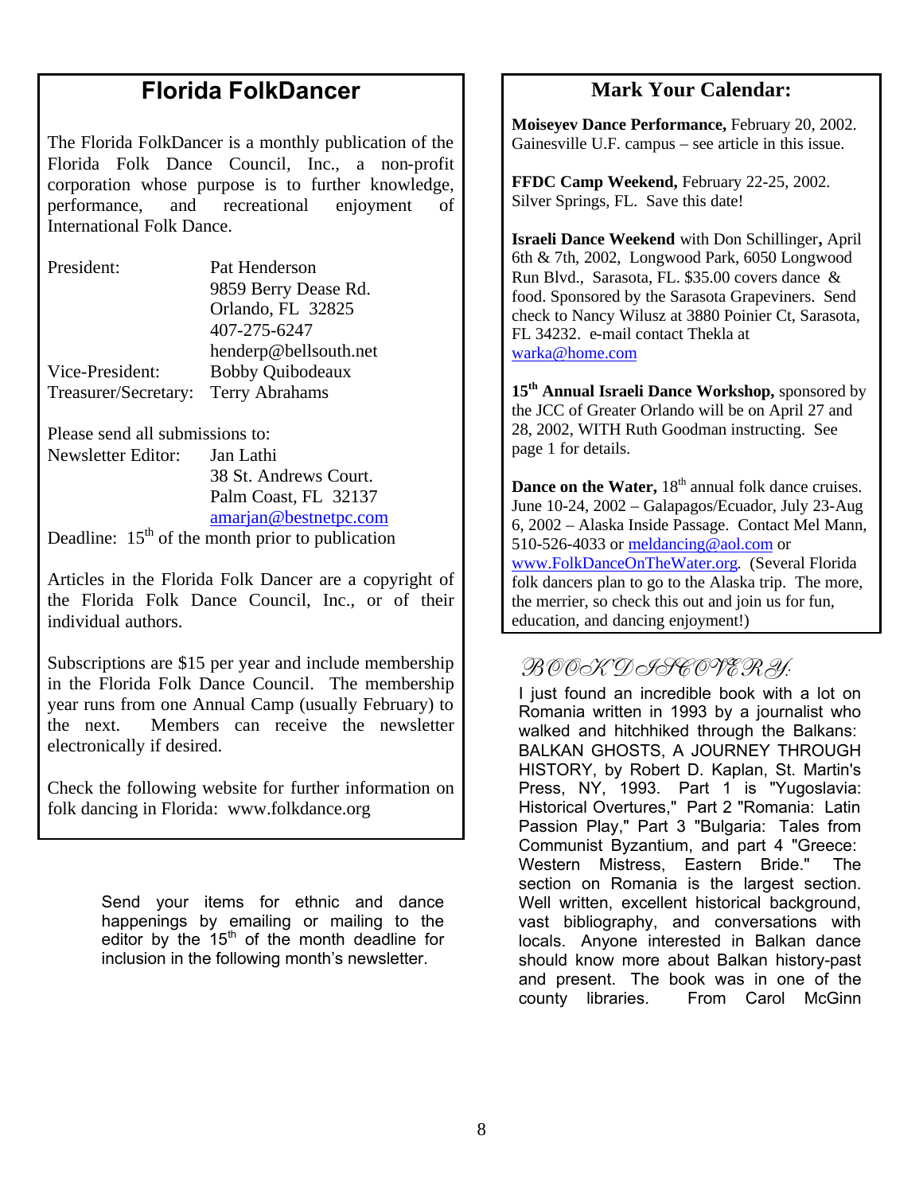## Florida FolkDancer

The Florida FolkDancer is a monthly publication of the Florida Folk Dance Council, Inc., a non-profit corporation whose purpose is to further knowledge, performance, and recreational enjoyment of International Folk Dance.

President: Pat Henderson
9859 Berry Dease Rd.
Orlando, FL 32825
407-275-6247
henderp@bellsouth.net

Vice-President: Bobby Quibodeaux

Treasurer/Secretary: Terry Abrahams

Please send all submissions to:

Newsletter Editor: Jan Lathi
38 St. Andrews Court.
Palm Coast, FL 32137
amarjan@bestnetpc.com

Deadline: 15th of the month prior to publication

Articles in the Florida Folk Dancer are a copyright of the Florida Folk Dance Council, Inc., or of their individual authors.

Subscriptions are $15 per year and include membership in the Florida Folk Dance Council. The membership year runs from one Annual Camp (usually February) to the next. Members can receive the newsletter electronically if desired.

Check the following website for further information on folk dancing in Florida: www.folkdance.org

Send your items for ethnic and dance happenings by emailing or mailing to the editor by the 15th of the month deadline for inclusion in the following month's newsletter.

## Mark Your Calendar:

**Moiseyev Dance Performance,** February 20, 2002. Gainesville U.F. campus – see article in this issue.

**FFDC Camp Weekend,** February 22-25, 2002. Silver Springs, FL. Save this date!

**Israeli Dance Weekend** with Don Schillinger**,** April 6th & 7th, 2002, Longwood Park, 6050 Longwood Run Blvd., Sarasota, FL. $35.00 covers dance & food. Sponsored by the Sarasota Grapeviners. Send check to Nancy Wilusz at 3880 Poinier Ct, Sarasota, FL 34232. e-mail contact Thekla at warka@home.com

**15th Annual Israeli Dance Workshop,** sponsored by the JCC of Greater Orlando will be on April 27 and 28, 2002, WITH Ruth Goodman instructing. See page 1 for details.

**Dance on the Water,** 18th annual folk dance cruises. June 10-24, 2002 – Galapagos/Ecuador, July 23-Aug 6, 2002 – Alaska Inside Passage. Contact Mel Mann, 510-526-4033 or meldancing@aol.com or www.FolkDanceOnTheWater.org. (Several Florida folk dancers plan to go to the Alaska trip. The more, the merrier, so check this out and join us for fun, education, and dancing enjoyment!)

## BOOK DISCOVERY:

I just found an incredible book with a lot on Romania written in 1993 by a journalist who walked and hitchhiked through the Balkans: BALKAN GHOSTS, A JOURNEY THROUGH HISTORY, by Robert D. Kaplan, St. Martin's Press, NY, 1993. Part 1 is "Yugoslavia: Historical Overtures," Part 2 "Romania: Latin Passion Play," Part 3 "Bulgaria: Tales from Communist Byzantium, and part 4 "Greece: Western Mistress, Eastern Bride." The section on Romania is the largest section. Well written, excellent historical background, vast bibliography, and conversations with locals. Anyone interested in Balkan dance should know more about Balkan history-past and present. The book was in one of the county libraries. From Carol McGinn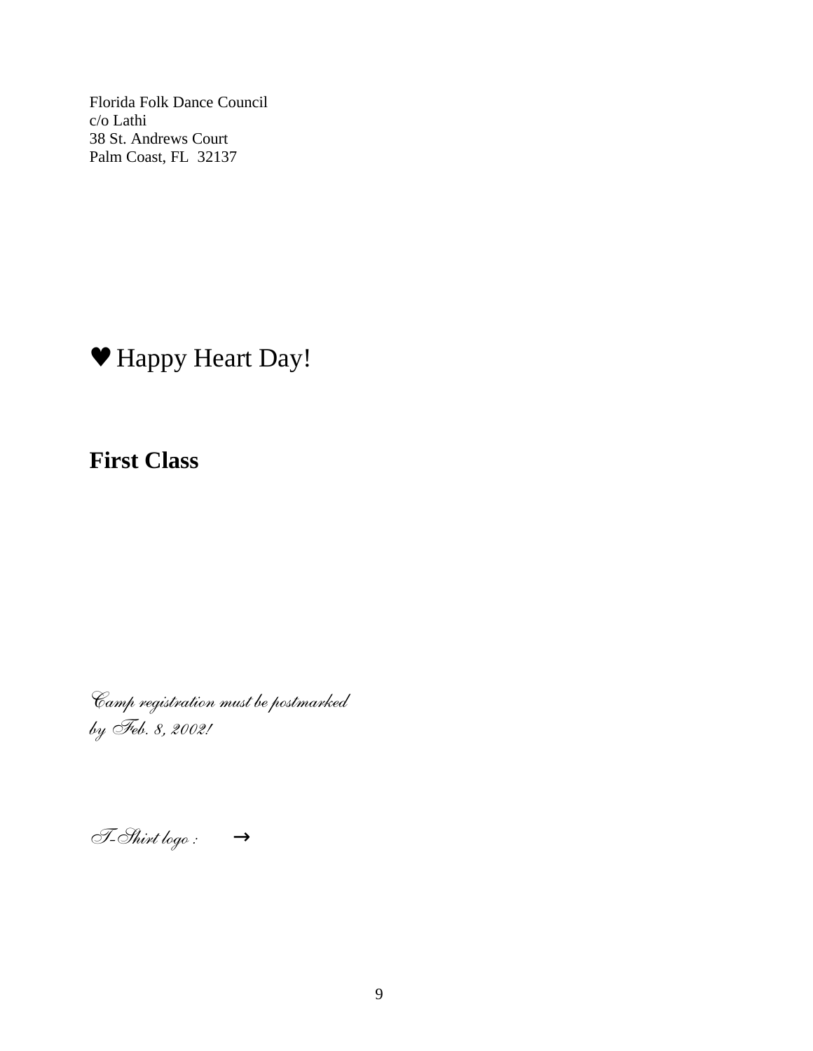Florida Folk Dance Council
c/o Lathi
38 St. Andrews Court
Palm Coast, FL  32137

♥ Happy Heart Day!

**First Class**

*Camp registration must be postmarked by Feb. 8, 2002!*

*T-Shirt logo :* →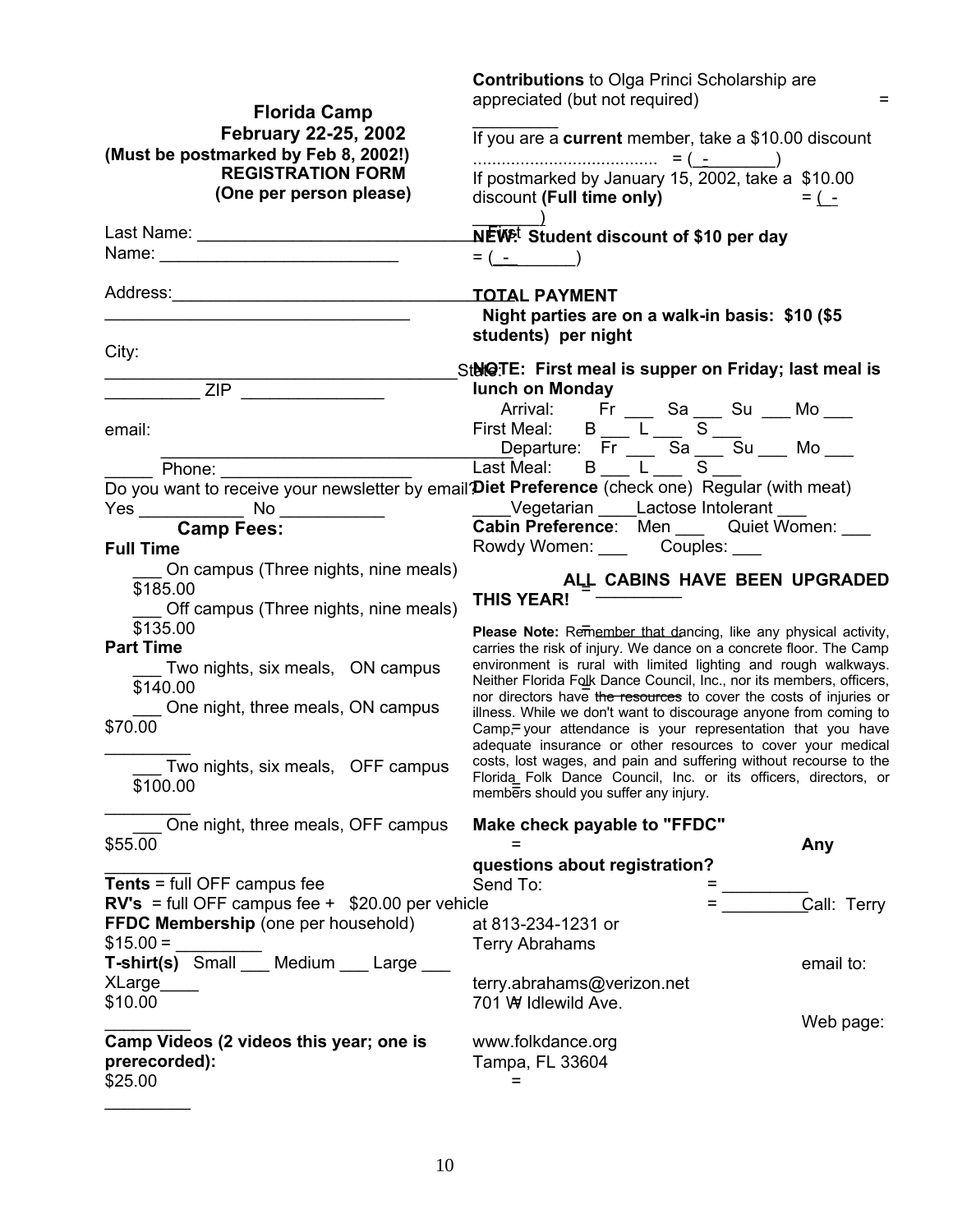**Florida Camp**
**February 22-25, 2002**
**(Must be postmarked by Feb 8, 2002!)**
**REGISTRATION FORM**
**(One per person please)**

Last Name: ______________________________ First Name: _________________________

Address:__________________________________
_________________________________

City: ____________________________________ State: __________ ZIP _______________

email: ___________________________________ Phone: ____________________

Do you want to receive your newsletter by email? Yes ___________ No ___________

**Camp Fees:**

**Full Time**

___ On campus (Three nights, nine meals) $185.00

___ Off campus (Three nights, nine meals) $135.00

**Part Time**

___ Two nights, six meals, ON campus $140.00

___ One night, three meals, ON campus $70.00 _________

___ Two nights, six meals, OFF campus $100.00 _________

___ One night, three meals, OFF campus $55.00 _________

**Tents** = full OFF campus fee

**RV's** = full OFF campus fee + $20.00 per vehicle = _________

**FFDC Membership** (one per household) $15.00 = _________

**T-shirt(s)** Small ___ Medium ___ Large ___ XLarge____ $10.00 _________

**Camp Videos (2 videos this year; one is prerecorded):** $25.00 _________

**Contributions** to Olga Princi Scholarship are appreciated (but not required) = _________

If you are a **current** member, take a $10.00 discount ...................................... = ( - _______)

If postmarked by January 15, 2002, take a $10.00 discount **(Full time only)** = ( - _______)

**NEW: Student discount of $10 per day** = ( - _______)

**TOTAL PAYMENT** = _________

**Night parties are on a walk-in basis: $10 ($5 students) per night**

**NOTE: First meal is supper on Friday; last meal is lunch on Monday**

Arrival: Fr ___ Sa ___ Su ___ Mo ___
First Meal: B ___ L ___ S ___
Departure: Fr ___ Sa ___ Su ___ Mo ___
Last Meal: B ___ L ___ S ___

**Diet Preference** (check one) Regular (with meat) ____Vegetarian ____Lactose Intolerant ___

**Cabin Preference**: Men ___ Quiet Women: ___ Rowdy Women: ___ Couples: ___

**ALL CABINS HAVE BEEN UPGRADED THIS YEAR!**

**Please Note:** Remember that dancing, like any physical activity, carries the risk of injury. We dance on a concrete floor. The Camp environment is rural with limited lighting and rough walkways. Neither Florida Folk Dance Council, Inc., nor its members, officers, nor directors have ~~the resources~~ to cover the costs of injuries or illness. While we don't want to discourage anyone from coming to Camp, your attendance is your representation that you have adequate insurance or other resources to cover your medical costs, lost wages, and pain and suffering without recourse to the Florida Folk Dance Council, Inc. or its officers, directors, or members should you suffer any injury.

**Make check payable to "FFDC"**

Send To:
Terry Abrahams
701 W Idlewild Ave.
Tampa, FL 33604

**Any questions about registration?**
Call: Terry at 813-234-1231 or email to: terry.abrahams@verizon.net

Web page: www.folkdance.org